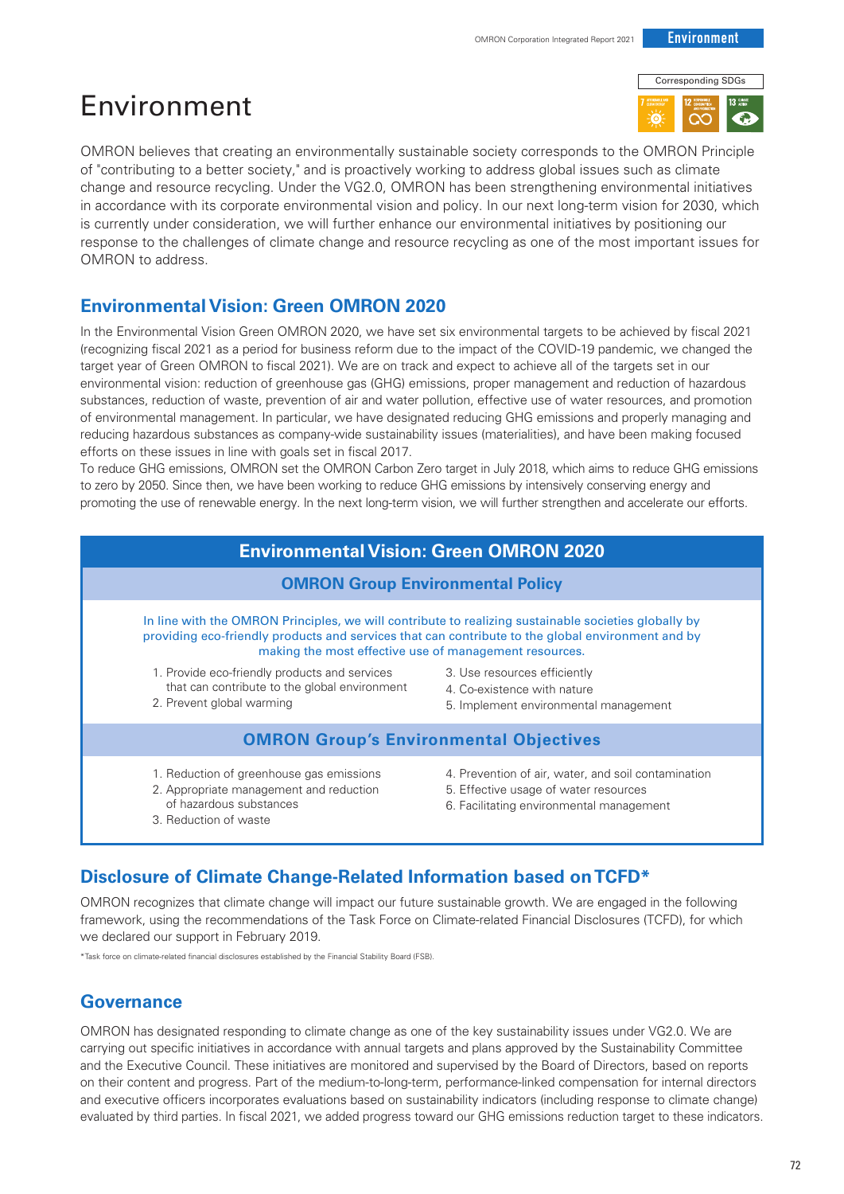# Environment

Corresponding SDGs

OMRON believes that creating an environmentally sustainable society corresponds to the OMRON Principle of "contributing to a better society," and is proactively working to address global issues such as climate change and resource recycling. Under the VG2.0, OMRON has been strengthening environmental initiatives in accordance with its corporate environmental vision and policy. In our next long-term vision for 2030, which is currently under consideration, we will further enhance our environmental initiatives by positioning our response to the challenges of climate change and resource recycling as one of the most important issues for OMRON to address.

## Environmental Vision: Green OMRON 2020

In the Environmental Vision Green OMRON 2020, we have set six environmental targets to be achieved by fiscal 2021 (recognizing fiscal 2021 as a period for business reform due to the impact of the COVID-19 pandemic, we changed the target year of Green OMRON to fiscal 2021). We are on track and expect to achieve all of the targets set in our environmental vision: reduction of greenhouse gas (GHG) emissions, proper management and reduction of hazardous substances, reduction of waste, prevention of air and water pollution, effective use of water resources, and promotion of environmental management. In particular, we have designated reducing GHG emissions and properly managing and reducing hazardous substances as company-wide sustainability issues (materialities), and have been making focused efforts on these issues in line with goals set in fiscal 2017.

To reduce GHG emissions, OMRON set the OMRON Carbon Zero target in July 2018, which aims to reduce GHG emissions to zero by 2050. Since then, we have been working to reduce GHG emissions by intensively conserving energy and promoting the use of renewable energy. In the next long-term vision, we will further strengthen and accelerate our efforts.

### Environmental Vision: Green OMRON 2020

#### OMRON Group Environmental Policy

In line with the OMRON Principles, we will contribute to realizing sustainable societies globally by providing eco-friendly products and services that can contribute to the global environment and by making the most effective use of management resources.

1. Provide eco-friendly products and services that can contribute to the global environment
2. Prevent global warming
3. Use resources efficiently
4. Co-existence with nature
5. Implement environmental management

#### OMRON Group's Environmental Objectives

1. Reduction of greenhouse gas emissions
2. Appropriate management and reduction of hazardous substances
3. Reduction of waste
4. Prevention of air, water, and soil contamination
5. Effective usage of water resources
6. Facilitating environmental management

## Disclosure of Climate Change-Related Information based on TCFD*

OMRON recognizes that climate change will impact our future sustainable growth. We are engaged in the following framework, using the recommendations of the Task Force on Climate-related Financial Disclosures (TCFD), for which we declared our support in February 2019.

*Task force on climate-related financial disclosures established by the Financial Stability Board (FSB).

## Governance

OMRON has designated responding to climate change as one of the key sustainability issues under VG2.0. We are carrying out specific initiatives in accordance with annual targets and plans approved by the Sustainability Committee and the Executive Council. These initiatives are monitored and supervised by the Board of Directors, based on reports on their content and progress. Part of the medium-to-long-term, performance-linked compensation for internal directors and executive officers incorporates evaluations based on sustainability indicators (including response to climate change) evaluated by third parties. In fiscal 2021, we added progress toward our GHG emissions reduction target to these indicators.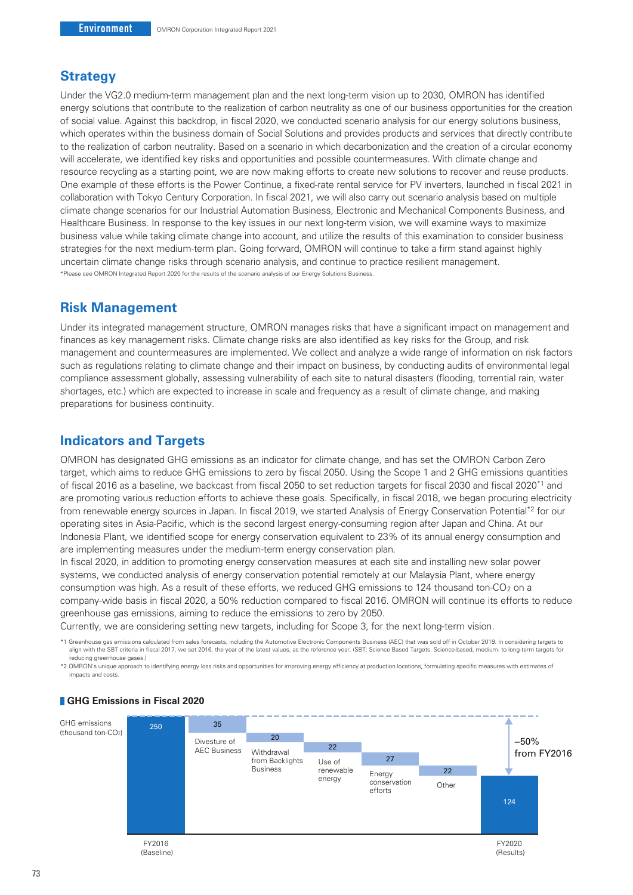## Strategy

Under the VG2.0 medium-term management plan and the next long-term vision up to 2030, OMRON has identified energy solutions that contribute to the realization of carbon neutrality as one of our business opportunities for the creation of social value. Against this backdrop, in fiscal 2020, we conducted scenario analysis for our energy solutions business, which operates within the business domain of Social Solutions and provides products and services that directly contribute to the realization of carbon neutrality. Based on a scenario in which decarbonization and the creation of a circular economy will accelerate, we identified key risks and opportunities and possible countermeasures. With climate change and resource recycling as a starting point, we are now making efforts to create new solutions to recover and reuse products. One example of these efforts is the Power Continue, a fixed-rate rental service for PV inverters, launched in fiscal 2021 in collaboration with Tokyo Century Corporation. In fiscal 2021, we will also carry out scenario analysis based on multiple climate change scenarios for our Industrial Automation Business, Electronic and Mechanical Components Business, and Healthcare Business. In response to the key issues in our next long-term vision, we will examine ways to maximize business value while taking climate change into account, and utilize the results of this examination to consider business strategies for the next medium-term plan. Going forward, OMRON will continue to take a firm stand against highly uncertain climate change risks through scenario analysis, and continue to practice resilient management.

*Please see OMRON Integrated Report 2020 for the results of the scenario analysis of our Energy Solutions Business.

## Risk Management

Under its integrated management structure, OMRON manages risks that have a significant impact on management and finances as key management risks. Climate change risks are also identified as key risks for the Group, and risk management and countermeasures are implemented. We collect and analyze a wide range of information on risk factors such as regulations relating to climate change and their impact on business, by conducting audits of environmental legal compliance assessment globally, assessing vulnerability of each site to natural disasters (flooding, torrential rain, water shortages, etc.) which are expected to increase in scale and frequency as a result of climate change, and making preparations for business continuity.

## Indicators and Targets

OMRON has designated GHG emissions as an indicator for climate change, and has set the OMRON Carbon Zero target, which aims to reduce GHG emissions to zero by fiscal 2050. Using the Scope 1 and 2 GHG emissions quantities of fiscal 2016 as a baseline, we backcast from fiscal 2050 to set reduction targets for fiscal 2030 and fiscal 2020[*1] and are promoting various reduction efforts to achieve these goals. Specifically, in fiscal 2018, we began procuring electricity from renewable energy sources in Japan. In fiscal 2019, we started Analysis of Energy Conservation Potential[*2] for our operating sites in Asia-Pacific, which is the second largest energy-consuming region after Japan and China. At our Indonesia Plant, we identified scope for energy conservation equivalent to 23% of its annual energy consumption and are implementing measures under the medium-term energy conservation plan.

In fiscal 2020, in addition to promoting energy conservation measures at each site and installing new solar power systems, we conducted analysis of energy conservation potential remotely at our Malaysia Plant, where energy consumption was high. As a result of these efforts, we reduced GHG emissions to 124 thousand ton-$CO_2$ on a company-wide basis in fiscal 2020, a 50% reduction compared to fiscal 2016. OMRON will continue its efforts to reduce greenhouse gas emissions, aiming to reduce the emissions to zero by 2050.

Currently, we are considering setting new targets, including for Scope 3, for the next long-term vision.

*1 Greenhouse gas emissions calculated from sales forecasts, including the Automotive Electronic Components Business (AEC) that was sold off in October 2019. In considering targets to align with the SBT criteria in fiscal 2017, we set 2016, the year of the latest values, as the reference year. (SBT: Science Based Targets. Science-based, medium- to long-term targets for reducing greenhouse gases.)

*2 OMRON's unique approach to identifying energy loss risks and opportunities for improving energy efficiency at production locations, formulating specific measures with estimates of impacts and costs.

### GHG Emissions in Fiscal 2020

GHG emissions (thousand ton-$CO_2$)

| Item | GHG emissions (thousand ton-$CO_2$) |
| --- | --- |
| FY2016 (Baseline) | 250 |
| Divesture of AEC Business | 35 |
| Withdrawal from Backlights Business | 20 |
| Use of renewable energy | 22 |
| Energy conservation efforts | 27 |
| Other | 22 |
| FY2020 (Results) | 124 |

–50% from FY2016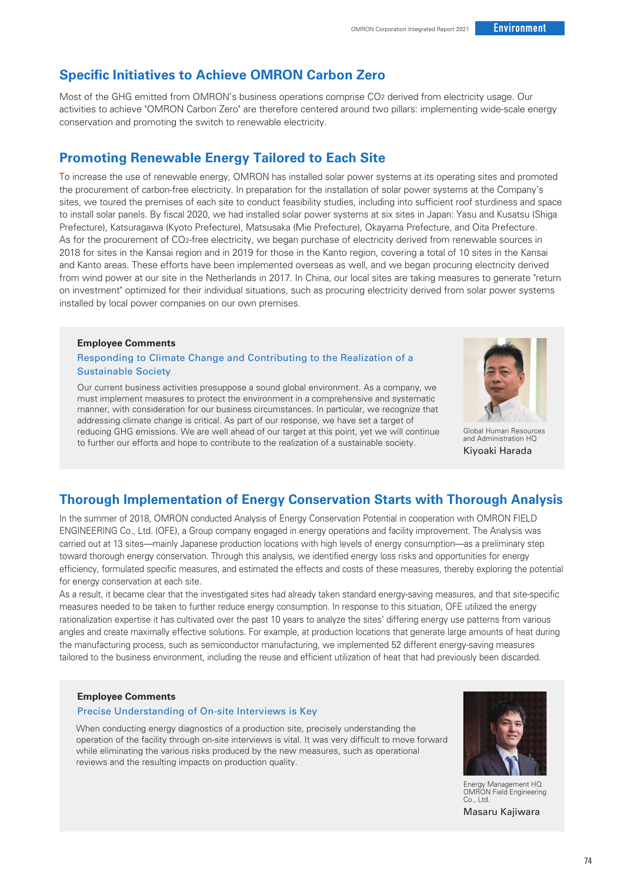## Specific Initiatives to Achieve OMRON Carbon Zero

Most of the GHG emitted from OMRON's business operations comprise $CO_2$ derived from electricity usage. Our activities to achieve "OMRON Carbon Zero" are therefore centered around two pillars: implementing wide-scale energy conservation and promoting the switch to renewable electricity.

## Promoting Renewable Energy Tailored to Each Site

To increase the use of renewable energy, OMRON has installed solar power systems at its operating sites and promoted the procurement of carbon-free electricity. In preparation for the installation of solar power systems at the Company's sites, we toured the premises of each site to conduct feasibility studies, including into sufficient roof sturdiness and space to install solar panels. By fiscal 2020, we had installed solar power systems at six sites in Japan: Yasu and Kusatsu (Shiga Prefecture), Katsuragawa (Kyoto Prefecture), Matsusaka (Mie Prefecture), Okayama Prefecture, and Oita Prefecture.
As for the procurement of $CO_2$-free electricity, we began purchase of electricity derived from renewable sources in 2018 for sites in the Kansai region and in 2019 for those in the Kanto region, covering a total of 10 sites in the Kansai and Kanto areas. These efforts have been implemented overseas as well, and we began procuring electricity derived from wind power at our site in the Netherlands in 2017. In China, our local sites are taking measures to generate "return on investment" optimized for their individual situations, such as procuring electricity derived from solar power systems installed by local power companies on our own premises.

**Employee Comments**

### Responding to Climate Change and Contributing to the Realization of a Sustainable Society

Our current business activities presuppose a sound global environment. As a company, we must implement measures to protect the environment in a comprehensive and systematic manner, with consideration for our business circumstances. In particular, we recognize that addressing climate change is critical. As part of our response, we have set a target of reducing GHG emissions. We are well ahead of our target at this point, yet we will continue to further our efforts and hope to contribute to the realization of a sustainable society.

Global Human Resources and Administration HQ
Kiyoaki Harada

## Thorough Implementation of Energy Conservation Starts with Thorough Analysis

In the summer of 2018, OMRON conducted Analysis of Energy Conservation Potential in cooperation with OMRON FIELD ENGINEERING Co., Ltd. (OFE), a Group company engaged in energy operations and facility improvement. The Analysis was carried out at 13 sites—mainly Japanese production locations with high levels of energy consumption—as a preliminary step toward thorough energy conservation. Through this analysis, we identified energy loss risks and opportunities for energy efficiency, formulated specific measures, and estimated the effects and costs of these measures, thereby exploring the potential for energy conservation at each site.
As a result, it became clear that the investigated sites had already taken standard energy-saving measures, and that site-specific measures needed to be taken to further reduce energy consumption. In response to this situation, OFE utilized the energy rationalization expertise it has cultivated over the past 10 years to analyze the sites' differing energy use patterns from various angles and create maximally effective solutions. For example, at production locations that generate large amounts of heat during the manufacturing process, such as semiconductor manufacturing, we implemented 52 different energy-saving measures tailored to the business environment, including the reuse and efficient utilization of heat that had previously been discarded.

**Employee Comments**

### Precise Understanding of On-site Interviews is Key

When conducting energy diagnostics of a production site, precisely understanding the operation of the facility through on-site interviews is vital. It was very difficult to move forward while eliminating the various risks produced by the new measures, such as operational reviews and the resulting impacts on production quality.

Energy Management HQ
OMRON Field Engineering Co., Ltd.
Masaru Kajiwara